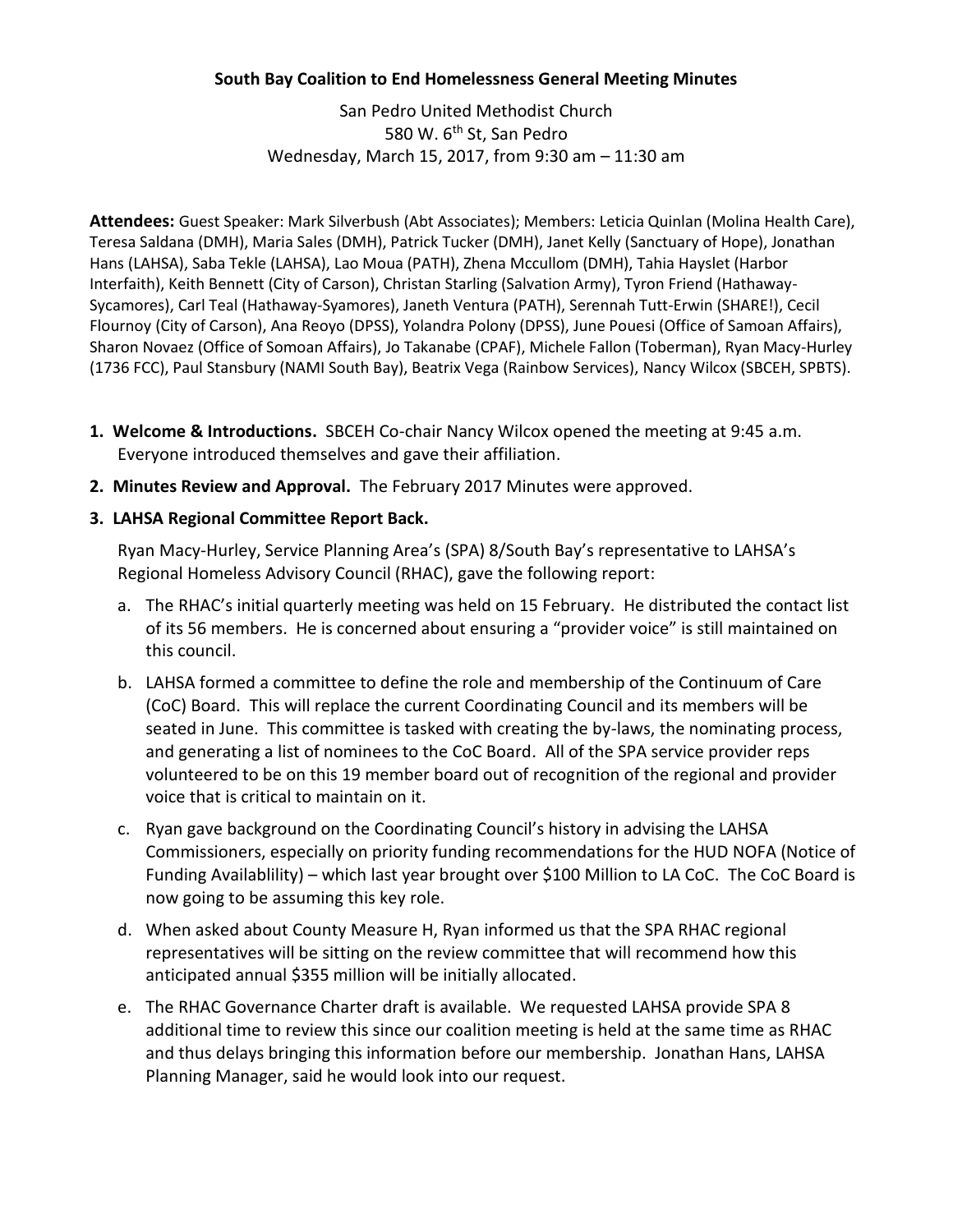# South Bay Coalition to End Homelessness General Meeting Minutes

San Pedro United Methodist Church
580 W. 6th St, San Pedro
Wednesday, March 15, 2017, from 9:30 am – 11:30 am

**Attendees:** Guest Speaker: Mark Silverbush (Abt Associates); Members: Leticia Quinlan (Molina Health Care), Teresa Saldana (DMH), Maria Sales (DMH), Patrick Tucker (DMH), Janet Kelly (Sanctuary of Hope), Jonathan Hans (LAHSA), Saba Tekle (LAHSA), Lao Moua (PATH), Zhena Mccullom (DMH), Tahia Hayslet (Harbor Interfaith), Keith Bennett (City of Carson), Christan Starling (Salvation Army), Tyron Friend (Hathaway-Sycamores), Carl Teal (Hathaway-Syamores), Janeth Ventura (PATH), Serennah Tutt-Erwin (SHARE!), Cecil Flournoy (City of Carson), Ana Reoyo (DPSS), Yolandra Polony (DPSS), June Pouesi (Office of Samoan Affairs), Sharon Novaez (Office of Somoan Affairs), Jo Takanabe (CPAF), Michele Fallon (Toberman), Ryan Macy-Hurley (1736 FCC), Paul Stansbury (NAMI South Bay), Beatrix Vega (Rainbow Services), Nancy Wilcox (SBCEH, SPBTS).

1. **Welcome & Introductions.** SBCEH Co-chair Nancy Wilcox opened the meeting at 9:45 a.m. Everyone introduced themselves and gave their affiliation.
2. **Minutes Review and Approval.** The February 2017 Minutes were approved.
3. **LAHSA Regional Committee Report Back.**

   Ryan Macy-Hurley, Service Planning Area's (SPA) 8/South Bay's representative to LAHSA's Regional Homeless Advisory Council (RHAC), gave the following report:

   a. The RHAC's initial quarterly meeting was held on 15 February. He distributed the contact list of its 56 members. He is concerned about ensuring a "provider voice" is still maintained on this council.

   b. LAHSA formed a committee to define the role and membership of the Continuum of Care (CoC) Board. This will replace the current Coordinating Council and its members will be seated in June. This committee is tasked with creating the by-laws, the nominating process, and generating a list of nominees to the CoC Board. All of the SPA service provider reps volunteered to be on this 19 member board out of recognition of the regional and provider voice that is critical to maintain on it.

   c. Ryan gave background on the Coordinating Council's history in advising the LAHSA Commissioners, especially on priority funding recommendations for the HUD NOFA (Notice of Funding Availablility) – which last year brought over $100 Million to LA CoC. The CoC Board is now going to be assuming this key role.

   d. When asked about County Measure H, Ryan informed us that the SPA RHAC regional representatives will be sitting on the review committee that will recommend how this anticipated annual $355 million will be initially allocated.

   e. The RHAC Governance Charter draft is available. We requested LAHSA provide SPA 8 additional time to review this since our coalition meeting is held at the same time as RHAC and thus delays bringing this information before our membership. Jonathan Hans, LAHSA Planning Manager, said he would look into our request.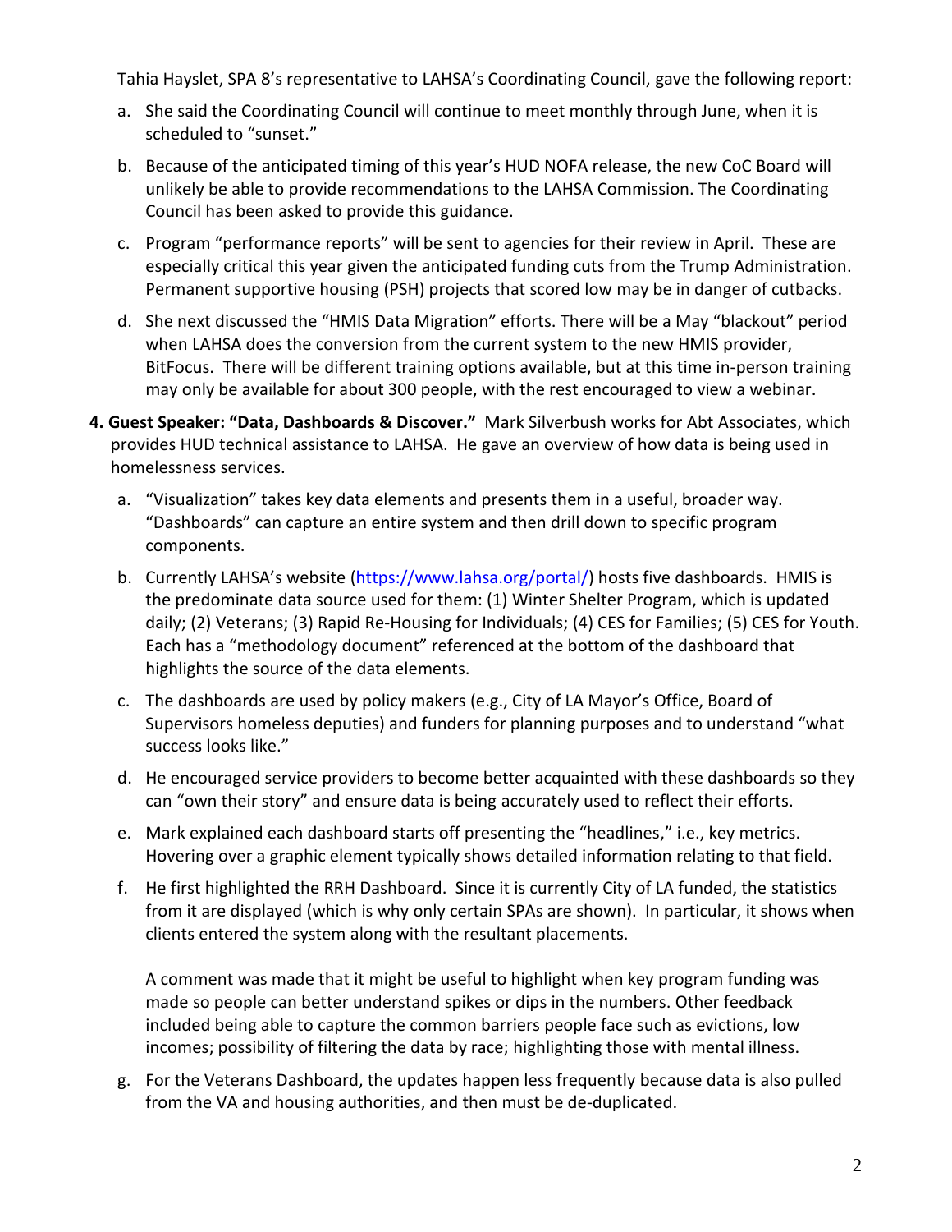Tahia Hayslet, SPA 8's representative to LAHSA's Coordinating Council, gave the following report:

a. She said the Coordinating Council will continue to meet monthly through June, when it is scheduled to "sunset."

b. Because of the anticipated timing of this year's HUD NOFA release, the new CoC Board will unlikely be able to provide recommendations to the LAHSA Commission. The Coordinating Council has been asked to provide this guidance.

c. Program "performance reports" will be sent to agencies for their review in April. These are especially critical this year given the anticipated funding cuts from the Trump Administration. Permanent supportive housing (PSH) projects that scored low may be in danger of cutbacks.

d. She next discussed the "HMIS Data Migration" efforts. There will be a May "blackout" period when LAHSA does the conversion from the current system to the new HMIS provider, BitFocus. There will be different training options available, but at this time in-person training may only be available for about 300 people, with the rest encouraged to view a webinar.

**4. Guest Speaker: "Data, Dashboards & Discover."** Mark Silverbush works for Abt Associates, which provides HUD technical assistance to LAHSA. He gave an overview of how data is being used in homelessness services.

a. "Visualization" takes key data elements and presents them in a useful, broader way. "Dashboards" can capture an entire system and then drill down to specific program components.

b. Currently LAHSA's website (https://www.lahsa.org/portal/) hosts five dashboards. HMIS is the predominate data source used for them: (1) Winter Shelter Program, which is updated daily; (2) Veterans; (3) Rapid Re-Housing for Individuals; (4) CES for Families; (5) CES for Youth. Each has a "methodology document" referenced at the bottom of the dashboard that highlights the source of the data elements.

c. The dashboards are used by policy makers (e.g., City of LA Mayor's Office, Board of Supervisors homeless deputies) and funders for planning purposes and to understand "what success looks like."

d. He encouraged service providers to become better acquainted with these dashboards so they can "own their story" and ensure data is being accurately used to reflect their efforts.

e. Mark explained each dashboard starts off presenting the "headlines," i.e., key metrics. Hovering over a graphic element typically shows detailed information relating to that field.

f. He first highlighted the RRH Dashboard. Since it is currently City of LA funded, the statistics from it are displayed (which is why only certain SPAs are shown). In particular, it shows when clients entered the system along with the resultant placements.

   A comment was made that it might be useful to highlight when key program funding was made so people can better understand spikes or dips in the numbers. Other feedback included being able to capture the common barriers people face such as evictions, low incomes; possibility of filtering the data by race; highlighting those with mental illness.

g. For the Veterans Dashboard, the updates happen less frequently because data is also pulled from the VA and housing authorities, and then must be de-duplicated.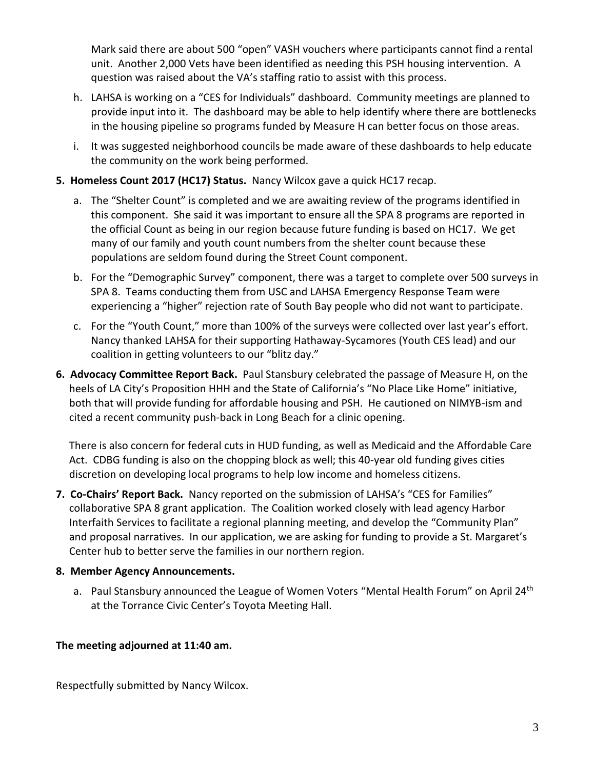Mark said there are about 500 "open" VASH vouchers where participants cannot find a rental unit. Another 2,000 Vets have been identified as needing this PSH housing intervention. A question was raised about the VA's staffing ratio to assist with this process.

h. LAHSA is working on a "CES for Individuals" dashboard. Community meetings are planned to provide input into it. The dashboard may be able to help identify where there are bottlenecks in the housing pipeline so programs funded by Measure H can better focus on those areas.

i. It was suggested neighborhood councils be made aware of these dashboards to help educate the community on the work being performed.

**5. Homeless Count 2017 (HC17) Status.** Nancy Wilcox gave a quick HC17 recap.

a. The "Shelter Count" is completed and we are awaiting review of the programs identified in this component. She said it was important to ensure all the SPA 8 programs are reported in the official Count as being in our region because future funding is based on HC17. We get many of our family and youth count numbers from the shelter count because these populations are seldom found during the Street Count component.

b. For the "Demographic Survey" component, there was a target to complete over 500 surveys in SPA 8. Teams conducting them from USC and LAHSA Emergency Response Team were experiencing a "higher" rejection rate of South Bay people who did not want to participate.

c. For the "Youth Count," more than 100% of the surveys were collected over last year's effort. Nancy thanked LAHSA for their supporting Hathaway-Sycamores (Youth CES lead) and our coalition in getting volunteers to our "blitz day."

**6. Advocacy Committee Report Back.** Paul Stansbury celebrated the passage of Measure H, on the heels of LA City's Proposition HHH and the State of California's "No Place Like Home" initiative, both that will provide funding for affordable housing and PSH. He cautioned on NIMYB-ism and cited a recent community push-back in Long Beach for a clinic opening.

There is also concern for federal cuts in HUD funding, as well as Medicaid and the Affordable Care Act. CDBG funding is also on the chopping block as well; this 40-year old funding gives cities discretion on developing local programs to help low income and homeless citizens.

**7. Co-Chairs' Report Back.** Nancy reported on the submission of LAHSA's "CES for Families" collaborative SPA 8 grant application. The Coalition worked closely with lead agency Harbor Interfaith Services to facilitate a regional planning meeting, and develop the "Community Plan" and proposal narratives. In our application, we are asking for funding to provide a St. Margaret's Center hub to better serve the families in our northern region.

**8. Member Agency Announcements.**

a. Paul Stansbury announced the League of Women Voters "Mental Health Forum" on April 24th at the Torrance Civic Center's Toyota Meeting Hall.

**The meeting adjourned at 11:40 am.**

Respectfully submitted by Nancy Wilcox.